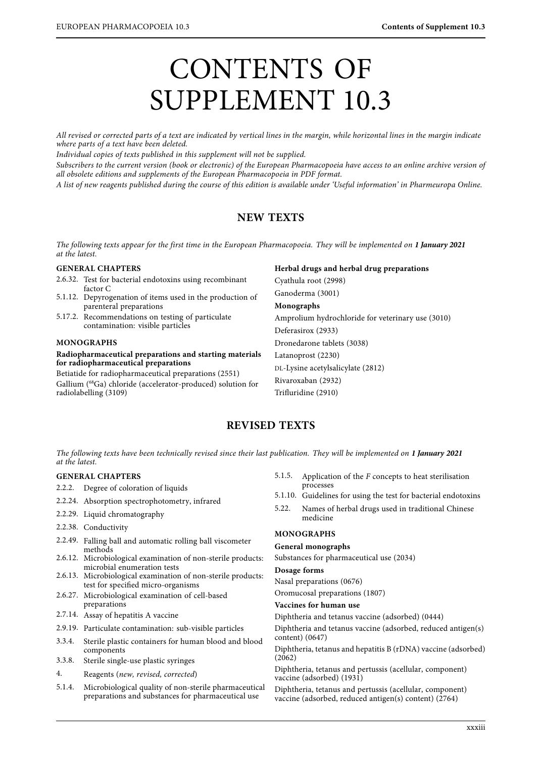# CONTENTS OF SUPPLEMENT 10.3

*All revised or corrected parts of a text are indicated by vertical lines in the margin, while horizontal lines in the margin indicate where parts of a text have been deleted.*

*Individual copies of texts published in this supplement will not be supplied.*

*Subscribers to the current version (book or electronic) of the European Pharmacopoeia have access to an online archive version of all obsolete editions and supplements of the European Pharmacopoeia in PDF format.*

*A list of new reagents published during the course of this edition is available under 'Useful information' in Pharmeuropa Online.*

## NEW TEXTS

*The following texts appear for the first time in the European Pharmacopoeia. They will be implemented on **1 January 2021** at the latest.*

### GENERAL CHAPTERS

2.6.32. Test for bacterial endotoxins using recombinant factor C

5.1.12. Depyrogenation of items used in the production of parenteral preparations

5.17.2. Recommendations on testing of particulate contamination: visible particles

### MONOGRAPHS

**Radiopharmaceutical preparations and starting materials for radiopharmaceutical preparations**

Betiatide for radiopharmaceutical preparations (2551)

Gallium ($^{68}$Ga) chloride (accelerator-produced) solution for radiolabelling (3109)

**Herbal drugs and herbal drug preparations**

Cyathula root (2998)

Ganoderma (3001)

**Monographs**

Amprolium hydrochloride for veterinary use (3010)

Deferasirox (2933)

Dronedarone tablets (3038)

Latanoprost (2230)

DL-Lysine acetylsalicylate (2812)

Rivaroxaban (2932)

Trifluridine (2910)

## REVISED TEXTS

*The following texts have been technically revised since their last publication. They will be implemented on **1 January 2021** at the latest.*

### GENERAL CHAPTERS

2.2.2. Degree of coloration of liquids

2.2.24. Absorption spectrophotometry, infrared

2.2.29. Liquid chromatography

2.2.38. Conductivity

2.2.49. Falling ball and automatic rolling ball viscometer methods

2.6.12. Microbiological examination of non-sterile products: microbial enumeration tests

2.6.13. Microbiological examination of non-sterile products: test for specified micro-organisms

2.6.27. Microbiological examination of cell-based preparations

2.7.14. Assay of hepatitis A vaccine

2.9.19. Particulate contamination: sub-visible particles

3.3.4. Sterile plastic containers for human blood and blood components

3.3.8. Sterile single-use plastic syringes

4. Reagents (*new, revised, corrected*)

5.1.4. Microbiological quality of non-sterile pharmaceutical preparations and substances for pharmaceutical use

5.1.5. Application of the *F* concepts to heat sterilisation processes

5.1.10. Guidelines for using the test for bacterial endotoxins

5.22. Names of herbal drugs used in traditional Chinese medicine

### MONOGRAPHS

**General monographs**

Substances for pharmaceutical use (2034)

**Dosage forms**

Nasal preparations (0676)

Oromucosal preparations (1807)

**Vaccines for human use**

Diphtheria and tetanus vaccine (adsorbed) (0444)

Diphtheria and tetanus vaccine (adsorbed, reduced antigen(s) content) (0647)

Diphtheria, tetanus and hepatitis B (rDNA) vaccine (adsorbed) (2062)

Diphtheria, tetanus and pertussis (acellular, component) vaccine (adsorbed) (1931)

Diphtheria, tetanus and pertussis (acellular, component) vaccine (adsorbed, reduced antigen(s) content) (2764)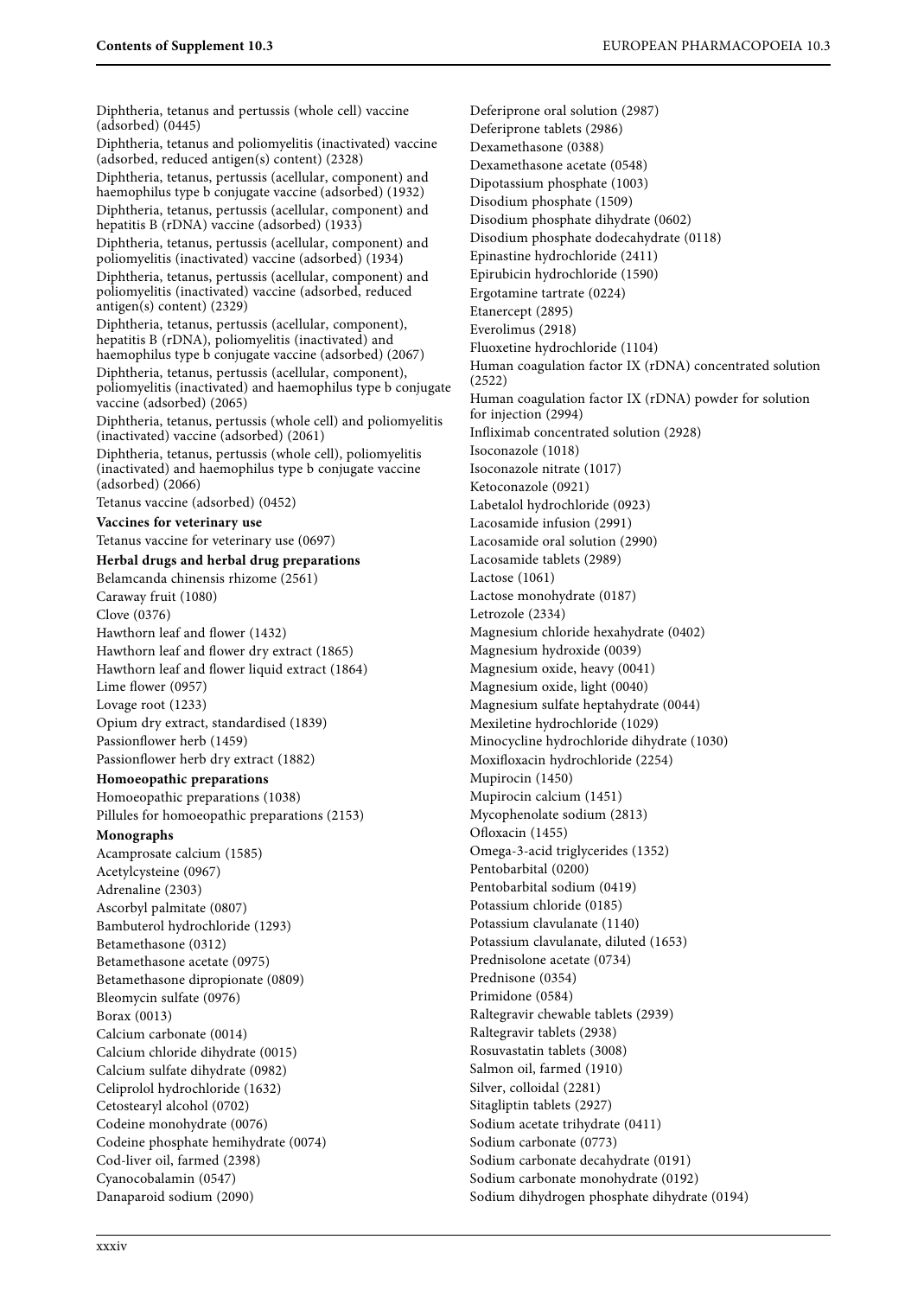Diphtheria, tetanus and pertussis (whole cell) vaccine (adsorbed) (0445)

Diphtheria, tetanus and poliomyelitis (inactivated) vaccine (adsorbed, reduced antigen(s) content) (2328)

Diphtheria, tetanus, pertussis (acellular, component) and haemophilus type b conjugate vaccine (adsorbed) (1932)

Diphtheria, tetanus, pertussis (acellular, component) and hepatitis B (rDNA) vaccine (adsorbed) (1933)

Diphtheria, tetanus, pertussis (acellular, component) and poliomyelitis (inactivated) vaccine (adsorbed) (1934)

Diphtheria, tetanus, pertussis (acellular, component) and poliomyelitis (inactivated) vaccine (adsorbed, reduced antigen(s) content) (2329)

Diphtheria, tetanus, pertussis (acellular, component), hepatitis B (rDNA), poliomyelitis (inactivated) and haemophilus type b conjugate vaccine (adsorbed) (2067)

Diphtheria, tetanus, pertussis (acellular, component), poliomyelitis (inactivated) and haemophilus type b conjugate vaccine (adsorbed) (2065)

Diphtheria, tetanus, pertussis (whole cell) and poliomyelitis (inactivated) vaccine (adsorbed) (2061)

Diphtheria, tetanus, pertussis (whole cell), poliomyelitis (inactivated) and haemophilus type b conjugate vaccine (adsorbed) (2066)

Tetanus vaccine (adsorbed) (0452)

**Vaccines for veterinary use**

Tetanus vaccine for veterinary use (0697)

**Herbal drugs and herbal drug preparations**

Belamcanda chinensis rhizome (2561)

Caraway fruit (1080)

Clove (0376)

Hawthorn leaf and flower (1432)

Hawthorn leaf and flower dry extract (1865)

Hawthorn leaf and flower liquid extract (1864)

Lime flower (0957)

Lovage root (1233)

Opium dry extract, standardised (1839)

Passionflower herb (1459)

Passionflower herb dry extract (1882)

**Homoeopathic preparations**

Homoeopathic preparations (1038)

Pillules for homoeopathic preparations (2153)

**Monographs**

Acamprosate calcium (1585)

Acetylcysteine (0967)

Adrenaline (2303)

Ascorbyl palmitate (0807)

Bambuterol hydrochloride (1293)

Betamethasone (0312)

Betamethasone acetate (0975)

Betamethasone dipropionate (0809)

Bleomycin sulfate (0976)

Borax (0013)

Calcium carbonate (0014)

Calcium chloride dihydrate (0015)

Calcium sulfate dihydrate (0982)

Celiprolol hydrochloride (1632)

Cetostearyl alcohol (0702)

Codeine monohydrate (0076)

Codeine phosphate hemihydrate (0074)

Cod-liver oil, farmed (2398)

Cyanocobalamin (0547)

Danaparoid sodium (2090)

Deferiprone oral solution (2987)

Deferiprone tablets (2986)

Dexamethasone (0388)

Dexamethasone acetate (0548)

Dipotassium phosphate (1003)

Disodium phosphate (1509)

Disodium phosphate dihydrate (0602)

Disodium phosphate dodecahydrate (0118)

Epinastine hydrochloride (2411)

Epirubicin hydrochloride (1590)

Ergotamine tartrate (0224)

Etanercept (2895)

Everolimus (2918)

Fluoxetine hydrochloride (1104)

Human coagulation factor IX (rDNA) concentrated solution (2522)

Human coagulation factor IX (rDNA) powder for solution for injection (2994)

Infliximab concentrated solution (2928)

Isoconazole (1018)

Isoconazole nitrate (1017)

Ketoconazole (0921)

Labetalol hydrochloride (0923)

Lacosamide infusion (2991)

Lacosamide oral solution (2990)

Lacosamide tablets (2989)

Lactose (1061)

Lactose monohydrate (0187)

Letrozole (2334)

Magnesium chloride hexahydrate (0402)

Magnesium hydroxide (0039)

Magnesium oxide, heavy (0041)

Magnesium oxide, light (0040)

Magnesium sulfate heptahydrate (0044)

Mexiletine hydrochloride (1029)

Minocycline hydrochloride dihydrate (1030)

Moxifloxacin hydrochloride (2254)

Mupirocin (1450)

Mupirocin calcium (1451)

Mycophenolate sodium (2813)

Ofloxacin (1455)

Omega-3-acid triglycerides (1352)

Pentobarbital (0200)

Pentobarbital sodium (0419)

Potassium chloride (0185)

Potassium clavulanate (1140)

Potassium clavulanate, diluted (1653)

Prednisolone acetate (0734)

Prednisone (0354)

Primidone (0584)

Raltegravir chewable tablets (2939)

Raltegravir tablets (2938)

Rosuvastatin tablets (3008)

Salmon oil, farmed (1910)

Silver, colloidal (2281)

Sitagliptin tablets (2927)

Sodium acetate trihydrate (0411)

Sodium carbonate (0773)

Sodium carbonate decahydrate (0191)

Sodium carbonate monohydrate (0192)

Sodium dihydrogen phosphate dihydrate (0194)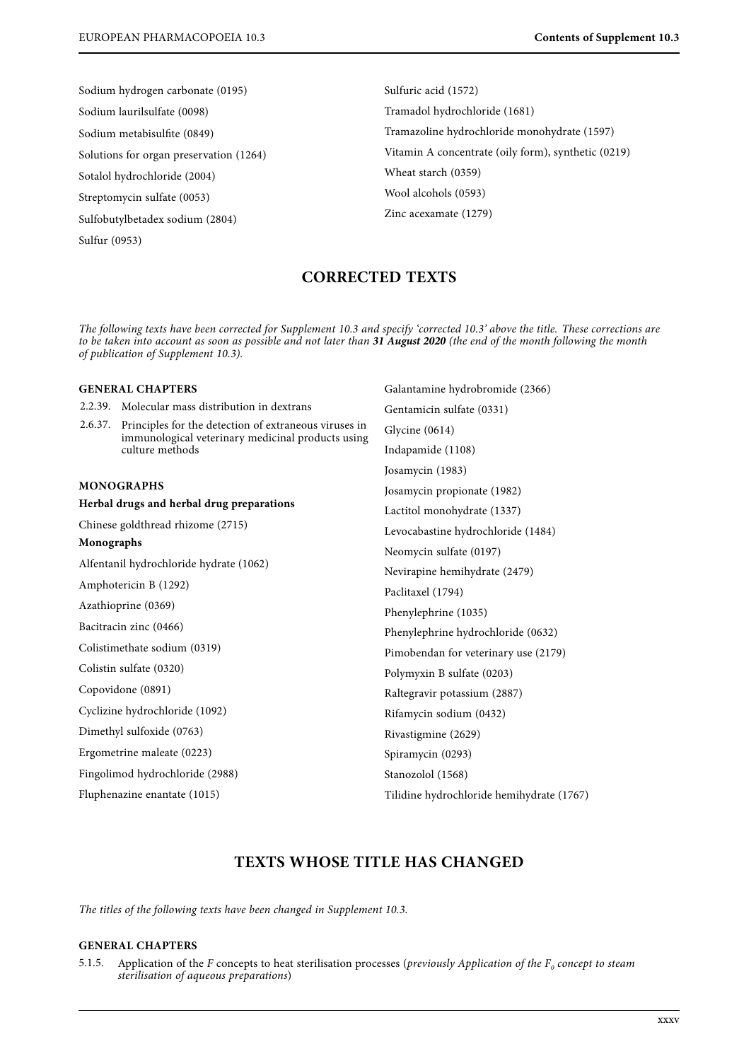Sodium hydrogen carbonate (0195)

Sodium laurilsulfate (0098)

Sodium metabisulfite (0849)

Solutions for organ preservation (1264)

Sotalol hydrochloride (2004)

Streptomycin sulfate (0053)

Sulfobutylbetadex sodium (2804)

Sulfur (0953)

Sulfuric acid (1572)

Tramadol hydrochloride (1681)

Tramazoline hydrochloride monohydrate (1597)

Vitamin A concentrate (oily form), synthetic (0219)

Wheat starch (0359)

Wool alcohols (0593)

Zinc acexamate (1279)

## CORRECTED TEXTS

*The following texts have been corrected for Supplement 10.3 and specify 'corrected 10.3' above the title. These corrections are to be taken into account as soon as possible and not later than **31 August 2020** (the end of the month following the month of publication of Supplement 10.3).*

### GENERAL CHAPTERS

2.2.39. Molecular mass distribution in dextrans

2.6.37. Principles for the detection of extraneous viruses in immunological veterinary medicinal products using culture methods

### MONOGRAPHS

**Herbal drugs and herbal drug preparations**

Chinese goldthread rhizome (2715)

**Monographs**

Alfentanil hydrochloride hydrate (1062)

Amphotericin B (1292)

Azathioprine (0369)

Bacitracin zinc (0466)

Colistimethate sodium (0319)

Colistin sulfate (0320)

Copovidone (0891)

Cyclizine hydrochloride (1092)

Dimethyl sulfoxide (0763)

Ergometrine maleate (0223)

Fingolimod hydrochloride (2988)

Fluphenazine enantate (1015)

Galantamine hydrobromide (2366)

Gentamicin sulfate (0331)

Glycine (0614)

Indapamide (1108)

Josamycin (1983)

Josamycin propionate (1982)

Lactitol monohydrate (1337)

Levocabastine hydrochloride (1484)

Neomycin sulfate (0197)

Nevirapine hemihydrate (2479)

Paclitaxel (1794)

Phenylephrine (1035)

Phenylephrine hydrochloride (0632)

Pimobendan for veterinary use (2179)

Polymyxin B sulfate (0203)

Raltegravir potassium (2887)

Rifamycin sodium (0432)

Rivastigmine (2629)

Spiramycin (0293)

Stanozolol (1568)

Tilidine hydrochloride hemihydrate (1767)

## TEXTS WHOSE TITLE HAS CHANGED

*The titles of the following texts have been changed in Supplement 10.3.*

### GENERAL CHAPTERS

5.1.5. Application of the *F* concepts to heat sterilisation processes (*previously Application of the $F_0$ concept to steam sterilisation of aqueous preparations*)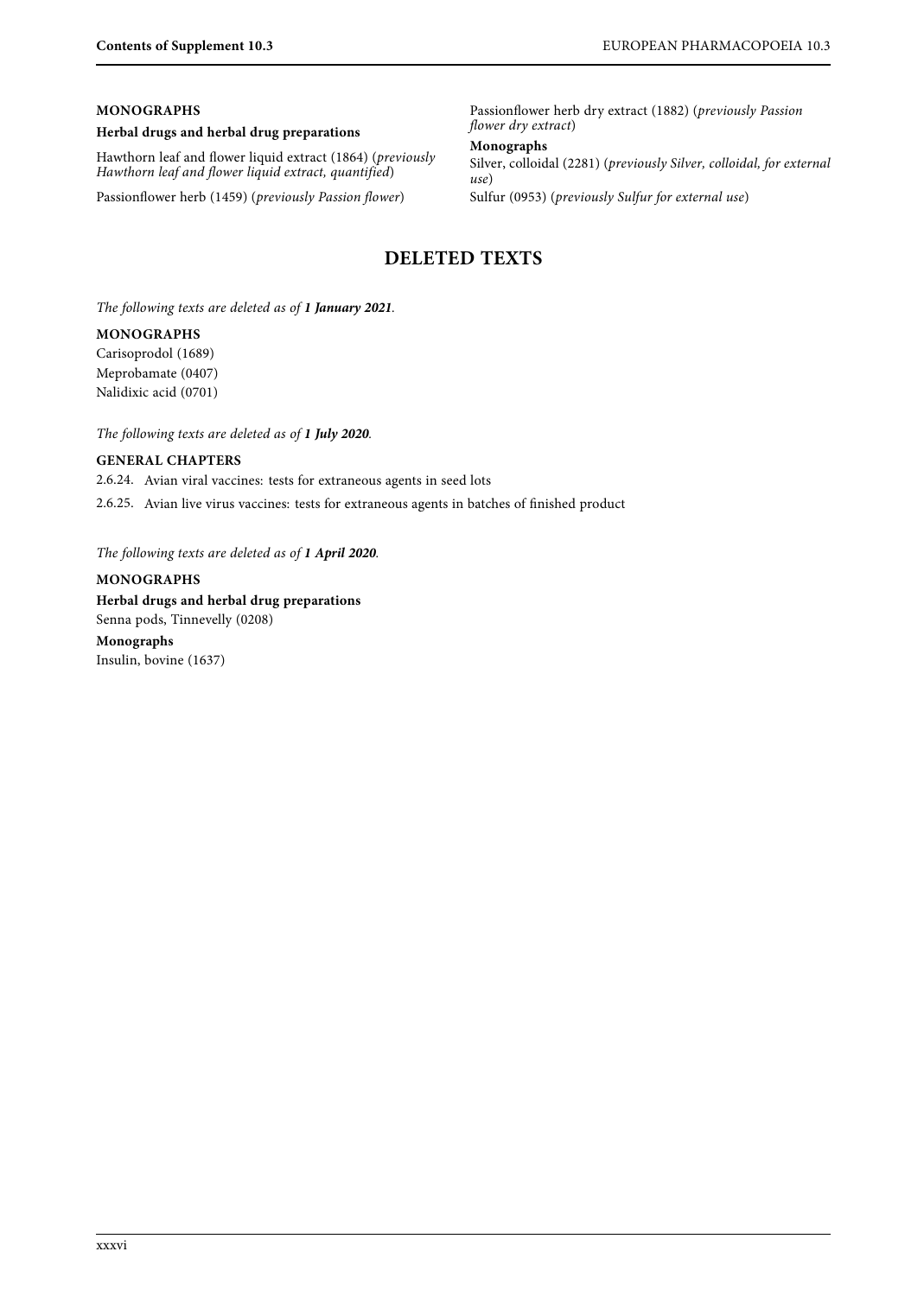**MONOGRAPHS**

**Herbal drugs and herbal drug preparations**

Hawthorn leaf and flower liquid extract (1864) (*previously Hawthorn leaf and flower liquid extract, quantified*)

Passionflower herb (1459) (*previously Passion flower*)

Passionflower herb dry extract (1882) (*previously Passion flower dry extract*)

**Monographs**

Silver, colloidal (2281) (*previously Silver, colloidal, for external use*)

Sulfur (0953) (*previously Sulfur for external use*)

# DELETED TEXTS

*The following texts are deleted as of **1 January 2021**.*

**MONOGRAPHS**

Carisoprodol (1689)
Meprobamate (0407)
Nalidixic acid (0701)

*The following texts are deleted as of **1 July 2020**.*

**GENERAL CHAPTERS**

2.6.24. Avian viral vaccines: tests for extraneous agents in seed lots

2.6.25. Avian live virus vaccines: tests for extraneous agents in batches of finished product

*The following texts are deleted as of **1 April 2020**.*

**MONOGRAPHS**

**Herbal drugs and herbal drug preparations**

Senna pods, Tinnevelly (0208)

**Monographs**

Insulin, bovine (1637)